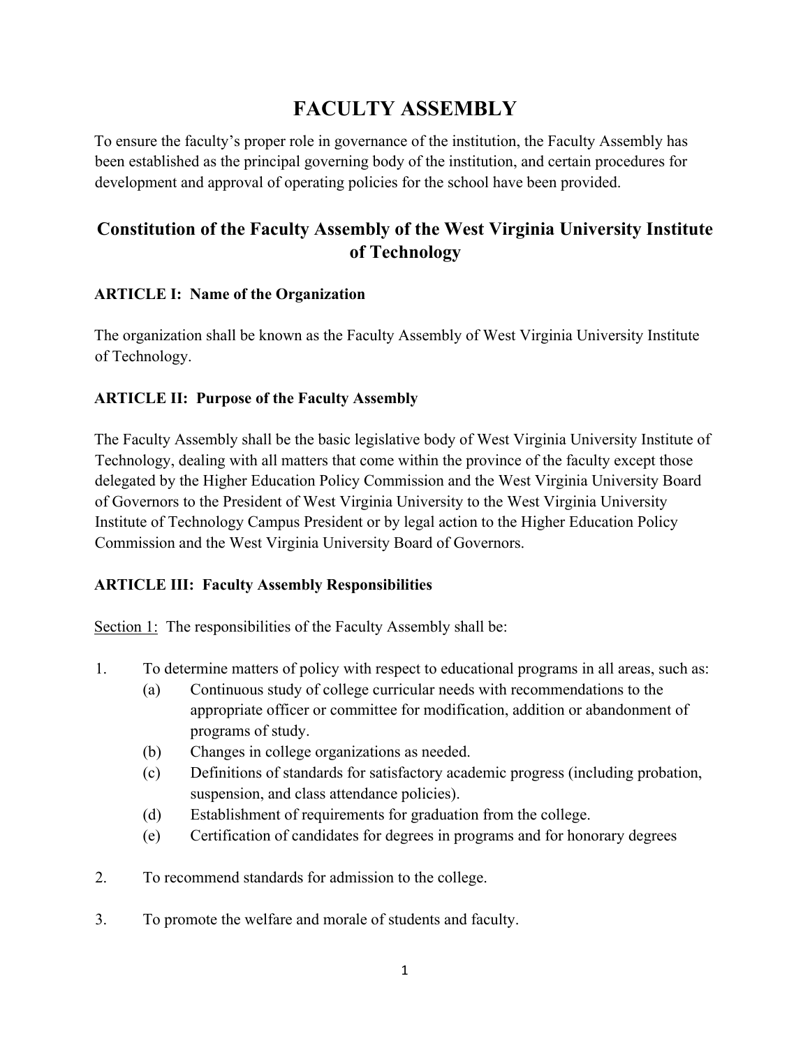# FACULTY ASSEMBLY

To ensure the faculty's proper role in governance of the institution, the Faculty Assembly has been established as the principal governing body of the institution, and certain procedures for development and approval of operating policies for the school have been provided.

## Constitution of the Faculty Assembly of the West Virginia University Institute of Technology

### ARTICLE I: Name of the Organization

The organization shall be known as the Faculty Assembly of West Virginia University Institute of Technology.

### ARTICLE II: Purpose of the Faculty Assembly

The Faculty Assembly shall be the basic legislative body of West Virginia University Institute of Technology, dealing with all matters that come within the province of the faculty except those delegated by the Higher Education Policy Commission and the West Virginia University Board of Governors to the President of West Virginia University to the West Virginia University Institute of Technology Campus President or by legal action to the Higher Education Policy Commission and the West Virginia University Board of Governors.

### ARTICLE III: Faculty Assembly Responsibilities

Section 1: The responsibilities of the Faculty Assembly shall be:

1. To determine matters of policy with respect to educational programs in all areas, such as:
   - (a) Continuous study of college curricular needs with recommendations to the appropriate officer or committee for modification, addition or abandonment of programs of study.
   - (b) Changes in college organizations as needed.
   - (c) Definitions of standards for satisfactory academic progress (including probation, suspension, and class attendance policies).
   - (d) Establishment of requirements for graduation from the college.
   - (e) Certification of candidates for degrees in programs and for honorary degrees

2. To recommend standards for admission to the college.

3. To promote the welfare and morale of students and faculty.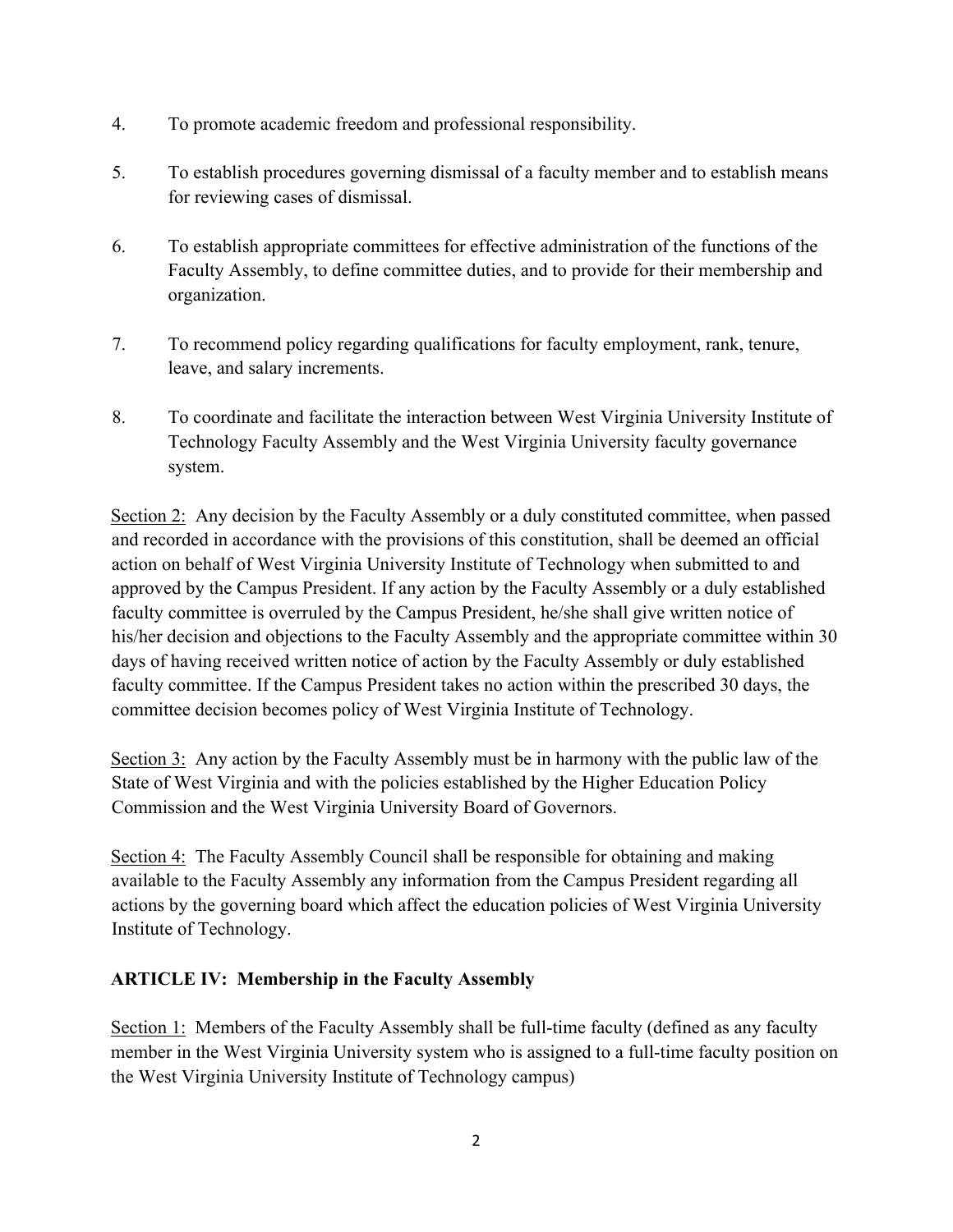4. To promote academic freedom and professional responsibility.

5. To establish procedures governing dismissal of a faculty member and to establish means for reviewing cases of dismissal.

6. To establish appropriate committees for effective administration of the functions of the Faculty Assembly, to define committee duties, and to provide for their membership and organization.

7. To recommend policy regarding qualifications for faculty employment, rank, tenure, leave, and salary increments.

8. To coordinate and facilitate the interaction between West Virginia University Institute of Technology Faculty Assembly and the West Virginia University faculty governance system.

<u>Section 2:</u> Any decision by the Faculty Assembly or a duly constituted committee, when passed and recorded in accordance with the provisions of this constitution, shall be deemed an official action on behalf of West Virginia University Institute of Technology when submitted to and approved by the Campus President. If any action by the Faculty Assembly or a duly established faculty committee is overruled by the Campus President, he/she shall give written notice of his/her decision and objections to the Faculty Assembly and the appropriate committee within 30 days of having received written notice of action by the Faculty Assembly or duly established faculty committee. If the Campus President takes no action within the prescribed 30 days, the committee decision becomes policy of West Virginia Institute of Technology.

<u>Section 3:</u> Any action by the Faculty Assembly must be in harmony with the public law of the State of West Virginia and with the policies established by the Higher Education Policy Commission and the West Virginia University Board of Governors.

<u>Section 4:</u> The Faculty Assembly Council shall be responsible for obtaining and making available to the Faculty Assembly any information from the Campus President regarding all actions by the governing board which affect the education policies of West Virginia University Institute of Technology.

**ARTICLE IV: Membership in the Faculty Assembly**

<u>Section 1:</u> Members of the Faculty Assembly shall be full-time faculty (defined as any faculty member in the West Virginia University system who is assigned to a full-time faculty position on the West Virginia University Institute of Technology campus)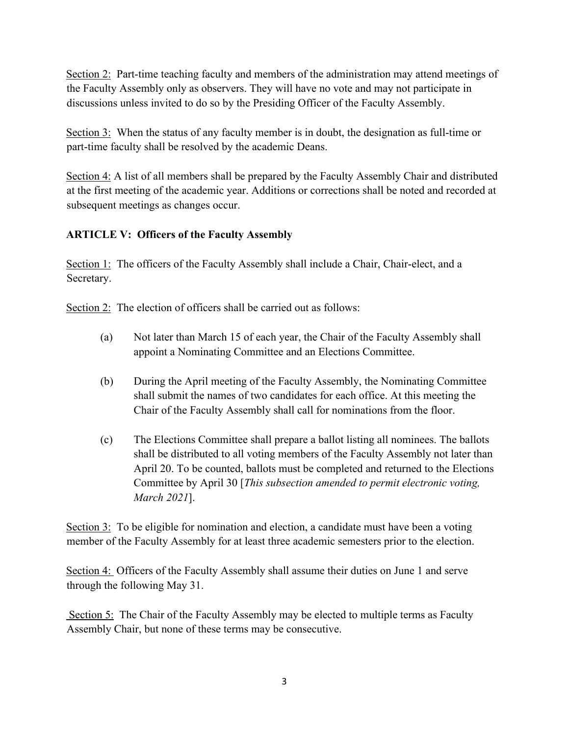<u>Section 2:</u> Part-time teaching faculty and members of the administration may attend meetings of the Faculty Assembly only as observers. They will have no vote and may not participate in discussions unless invited to do so by the Presiding Officer of the Faculty Assembly.

<u>Section 3:</u> When the status of any faculty member is in doubt, the designation as full-time or part-time faculty shall be resolved by the academic Deans.

<u>Section 4:</u> A list of all members shall be prepared by the Faculty Assembly Chair and distributed at the first meeting of the academic year. Additions or corrections shall be noted and recorded at subsequent meetings as changes occur.

**ARTICLE V: Officers of the Faculty Assembly**

<u>Section 1:</u> The officers of the Faculty Assembly shall include a Chair, Chair-elect, and a Secretary.

<u>Section 2:</u> The election of officers shall be carried out as follows:

(a) Not later than March 15 of each year, the Chair of the Faculty Assembly shall appoint a Nominating Committee and an Elections Committee.

(b) During the April meeting of the Faculty Assembly, the Nominating Committee shall submit the names of two candidates for each office. At this meeting the Chair of the Faculty Assembly shall call for nominations from the floor.

(c) The Elections Committee shall prepare a ballot listing all nominees. The ballots shall be distributed to all voting members of the Faculty Assembly not later than April 20. To be counted, ballots must be completed and returned to the Elections Committee by April 30 [*This subsection amended to permit electronic voting, March 2021*].

<u>Section 3:</u> To be eligible for nomination and election, a candidate must have been a voting member of the Faculty Assembly for at least three academic semesters prior to the election.

<u>Section 4:</u> Officers of the Faculty Assembly shall assume their duties on June 1 and serve through the following May 31.

<u>Section 5:</u> The Chair of the Faculty Assembly may be elected to multiple terms as Faculty Assembly Chair, but none of these terms may be consecutive.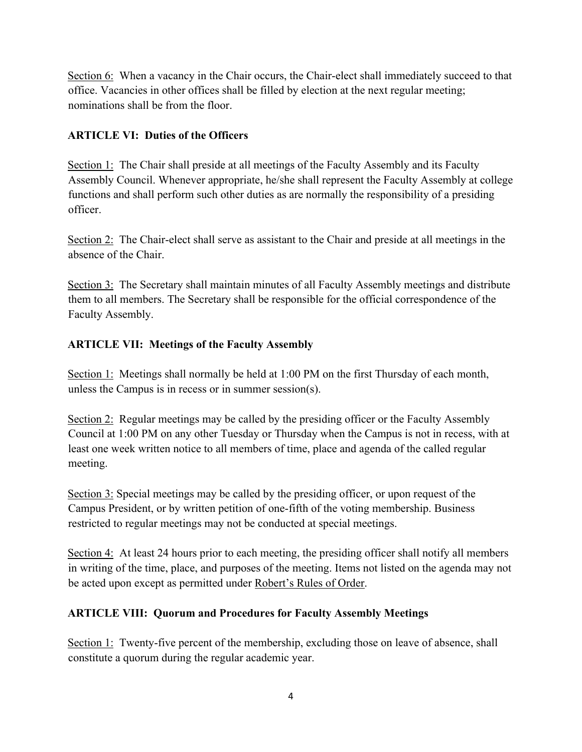Section 6: When a vacancy in the Chair occurs, the Chair-elect shall immediately succeed to that office. Vacancies in other offices shall be filled by election at the next regular meeting; nominations shall be from the floor.

## ARTICLE VI: Duties of the Officers

Section 1: The Chair shall preside at all meetings of the Faculty Assembly and its Faculty Assembly Council. Whenever appropriate, he/she shall represent the Faculty Assembly at college functions and shall perform such other duties as are normally the responsibility of a presiding officer.

Section 2: The Chair-elect shall serve as assistant to the Chair and preside at all meetings in the absence of the Chair.

Section 3: The Secretary shall maintain minutes of all Faculty Assembly meetings and distribute them to all members. The Secretary shall be responsible for the official correspondence of the Faculty Assembly.

## ARTICLE VII: Meetings of the Faculty Assembly

Section 1: Meetings shall normally be held at 1:00 PM on the first Thursday of each month, unless the Campus is in recess or in summer session(s).

Section 2: Regular meetings may be called by the presiding officer or the Faculty Assembly Council at 1:00 PM on any other Tuesday or Thursday when the Campus is not in recess, with at least one week written notice to all members of time, place and agenda of the called regular meeting.

Section 3: Special meetings may be called by the presiding officer, or upon request of the Campus President, or by written petition of one-fifth of the voting membership. Business restricted to regular meetings may not be conducted at special meetings.

Section 4: At least 24 hours prior to each meeting, the presiding officer shall notify all members in writing of the time, place, and purposes of the meeting. Items not listed on the agenda may not be acted upon except as permitted under Robert's Rules of Order.

## ARTICLE VIII: Quorum and Procedures for Faculty Assembly Meetings

Section 1: Twenty-five percent of the membership, excluding those on leave of absence, shall constitute a quorum during the regular academic year.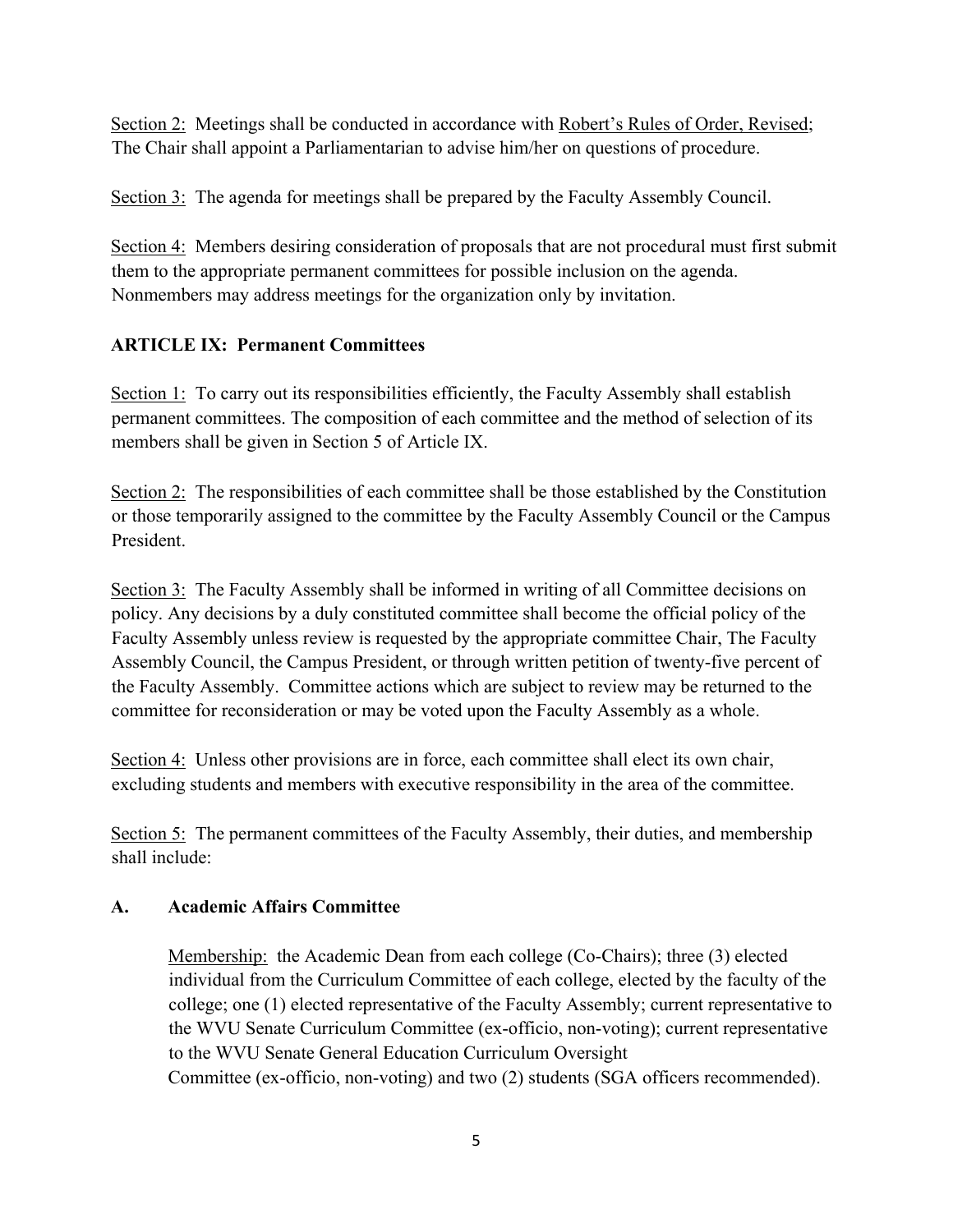Section 2: Meetings shall be conducted in accordance with Robert's Rules of Order, Revised; The Chair shall appoint a Parliamentarian to advise him/her on questions of procedure.

Section 3: The agenda for meetings shall be prepared by the Faculty Assembly Council.

Section 4: Members desiring consideration of proposals that are not procedural must first submit them to the appropriate permanent committees for possible inclusion on the agenda. Nonmembers may address meetings for the organization only by invitation.

## ARTICLE IX: Permanent Committees

Section 1: To carry out its responsibilities efficiently, the Faculty Assembly shall establish permanent committees. The composition of each committee and the method of selection of its members shall be given in Section 5 of Article IX.

Section 2: The responsibilities of each committee shall be those established by the Constitution or those temporarily assigned to the committee by the Faculty Assembly Council or the Campus President.

Section 3: The Faculty Assembly shall be informed in writing of all Committee decisions on policy. Any decisions by a duly constituted committee shall become the official policy of the Faculty Assembly unless review is requested by the appropriate committee Chair, The Faculty Assembly Council, the Campus President, or through written petition of twenty-five percent of the Faculty Assembly. Committee actions which are subject to review may be returned to the committee for reconsideration or may be voted upon the Faculty Assembly as a whole.

Section 4: Unless other provisions are in force, each committee shall elect its own chair, excluding students and members with executive responsibility in the area of the committee.

Section 5: The permanent committees of the Faculty Assembly, their duties, and membership shall include:

### A. Academic Affairs Committee

Membership: the Academic Dean from each college (Co-Chairs); three (3) elected individual from the Curriculum Committee of each college, elected by the faculty of the college; one (1) elected representative of the Faculty Assembly; current representative to the WVU Senate Curriculum Committee (ex-officio, non-voting); current representative to the WVU Senate General Education Curriculum Oversight Committee (ex-officio, non-voting) and two (2) students (SGA officers recommended).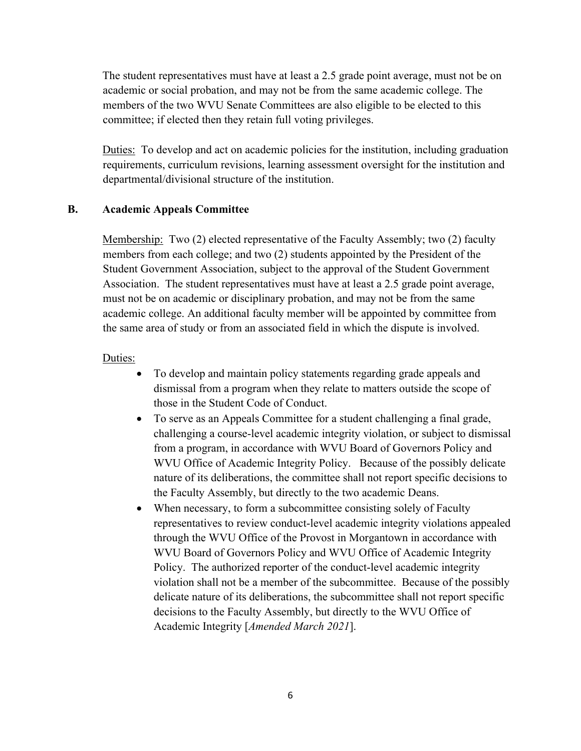The student representatives must have at least a 2.5 grade point average, must not be on academic or social probation, and may not be from the same academic college. The members of the two WVU Senate Committees are also eligible to be elected to this committee; if elected then they retain full voting privileges.

Duties: To develop and act on academic policies for the institution, including graduation requirements, curriculum revisions, learning assessment oversight for the institution and departmental/divisional structure of the institution.

### B. Academic Appeals Committee

Membership: Two (2) elected representative of the Faculty Assembly; two (2) faculty members from each college; and two (2) students appointed by the President of the Student Government Association, subject to the approval of the Student Government Association. The student representatives must have at least a 2.5 grade point average, must not be on academic or disciplinary probation, and may not be from the same academic college. An additional faculty member will be appointed by committee from the same area of study or from an associated field in which the dispute is involved.

Duties:

- To develop and maintain policy statements regarding grade appeals and dismissal from a program when they relate to matters outside the scope of those in the Student Code of Conduct.
- To serve as an Appeals Committee for a student challenging a final grade, challenging a course-level academic integrity violation, or subject to dismissal from a program, in accordance with WVU Board of Governors Policy and WVU Office of Academic Integrity Policy. Because of the possibly delicate nature of its deliberations, the committee shall not report specific decisions to the Faculty Assembly, but directly to the two academic Deans.
- When necessary, to form a subcommittee consisting solely of Faculty representatives to review conduct-level academic integrity violations appealed through the WVU Office of the Provost in Morgantown in accordance with WVU Board of Governors Policy and WVU Office of Academic Integrity Policy. The authorized reporter of the conduct-level academic integrity violation shall not be a member of the subcommittee. Because of the possibly delicate nature of its deliberations, the subcommittee shall not report specific decisions to the Faculty Assembly, but directly to the WVU Office of Academic Integrity [*Amended March 2021*].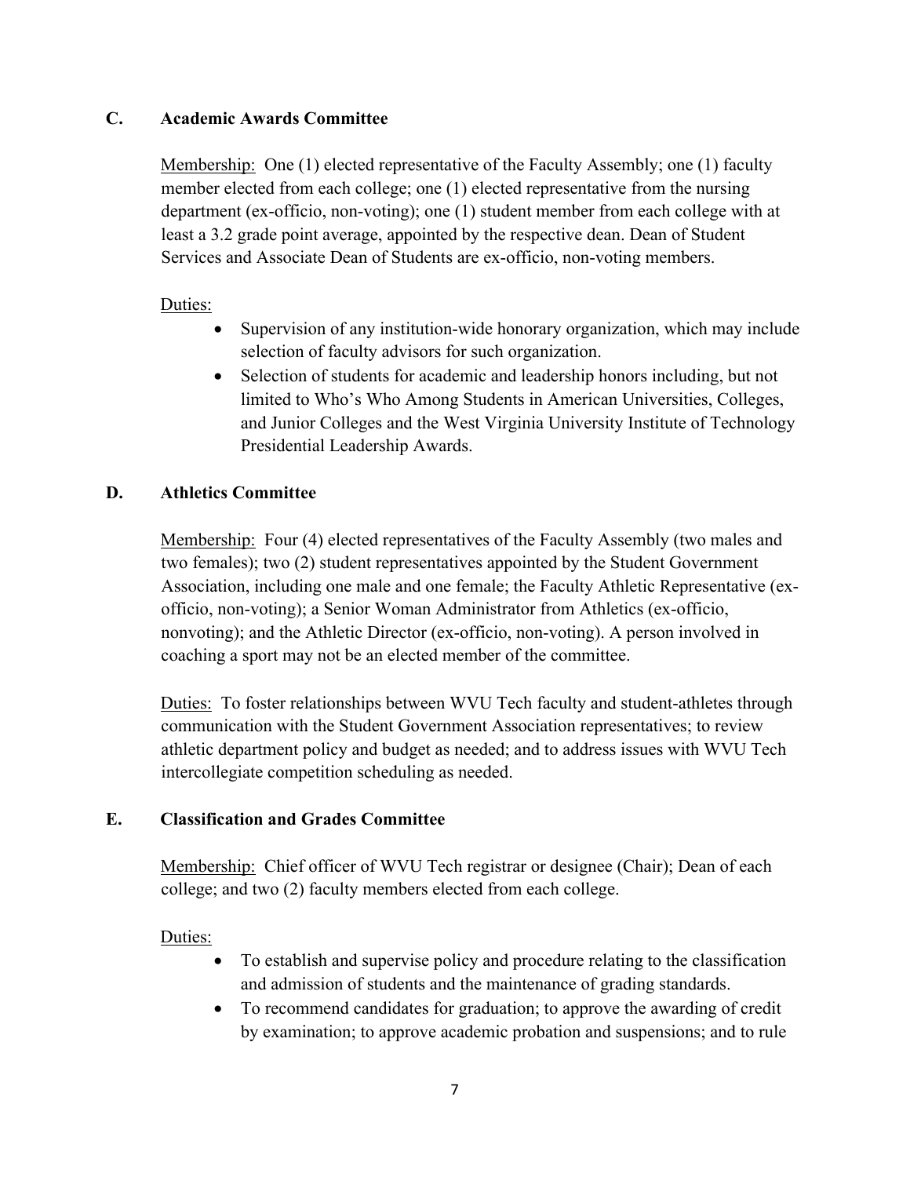### C. Academic Awards Committee

Membership: One (1) elected representative of the Faculty Assembly; one (1) faculty member elected from each college; one (1) elected representative from the nursing department (ex-officio, non-voting); one (1) student member from each college with at least a 3.2 grade point average, appointed by the respective dean. Dean of Student Services and Associate Dean of Students are ex-officio, non-voting members.

Duties:

- Supervision of any institution-wide honorary organization, which may include selection of faculty advisors for such organization.
- Selection of students for academic and leadership honors including, but not limited to Who's Who Among Students in American Universities, Colleges, and Junior Colleges and the West Virginia University Institute of Technology Presidential Leadership Awards.

### D. Athletics Committee

Membership: Four (4) elected representatives of the Faculty Assembly (two males and two females); two (2) student representatives appointed by the Student Government Association, including one male and one female; the Faculty Athletic Representative (ex-officio, non-voting); a Senior Woman Administrator from Athletics (ex-officio, nonvoting); and the Athletic Director (ex-officio, non-voting). A person involved in coaching a sport may not be an elected member of the committee.

Duties: To foster relationships between WVU Tech faculty and student-athletes through communication with the Student Government Association representatives; to review athletic department policy and budget as needed; and to address issues with WVU Tech intercollegiate competition scheduling as needed.

### E. Classification and Grades Committee

Membership: Chief officer of WVU Tech registrar or designee (Chair); Dean of each college; and two (2) faculty members elected from each college.

Duties:

- To establish and supervise policy and procedure relating to the classification and admission of students and the maintenance of grading standards.
- To recommend candidates for graduation; to approve the awarding of credit by examination; to approve academic probation and suspensions; and to rule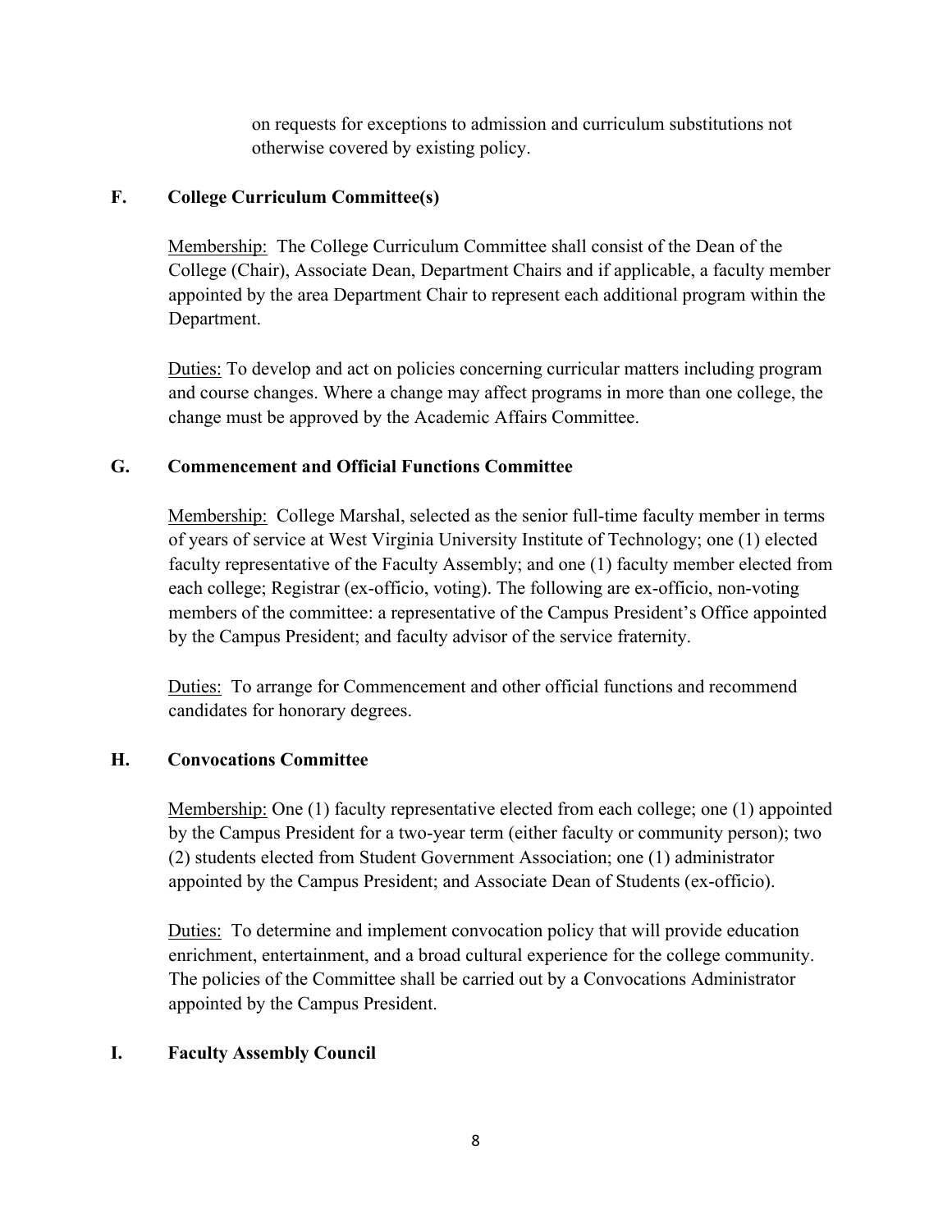on requests for exceptions to admission and curriculum substitutions not otherwise covered by existing policy.

### F. College Curriculum Committee(s)

Membership: The College Curriculum Committee shall consist of the Dean of the College (Chair), Associate Dean, Department Chairs and if applicable, a faculty member appointed by the area Department Chair to represent each additional program within the Department.

Duties: To develop and act on policies concerning curricular matters including program and course changes. Where a change may affect programs in more than one college, the change must be approved by the Academic Affairs Committee.

### G. Commencement and Official Functions Committee

Membership: College Marshal, selected as the senior full-time faculty member in terms of years of service at West Virginia University Institute of Technology; one (1) elected faculty representative of the Faculty Assembly; and one (1) faculty member elected from each college; Registrar (ex-officio, voting). The following are ex-officio, non-voting members of the committee: a representative of the Campus President's Office appointed by the Campus President; and faculty advisor of the service fraternity.

Duties: To arrange for Commencement and other official functions and recommend candidates for honorary degrees.

### H. Convocations Committee

Membership: One (1) faculty representative elected from each college; one (1) appointed by the Campus President for a two-year term (either faculty or community person); two (2) students elected from Student Government Association; one (1) administrator appointed by the Campus President; and Associate Dean of Students (ex-officio).

Duties: To determine and implement convocation policy that will provide education enrichment, entertainment, and a broad cultural experience for the college community. The policies of the Committee shall be carried out by a Convocations Administrator appointed by the Campus President.

### I. Faculty Assembly Council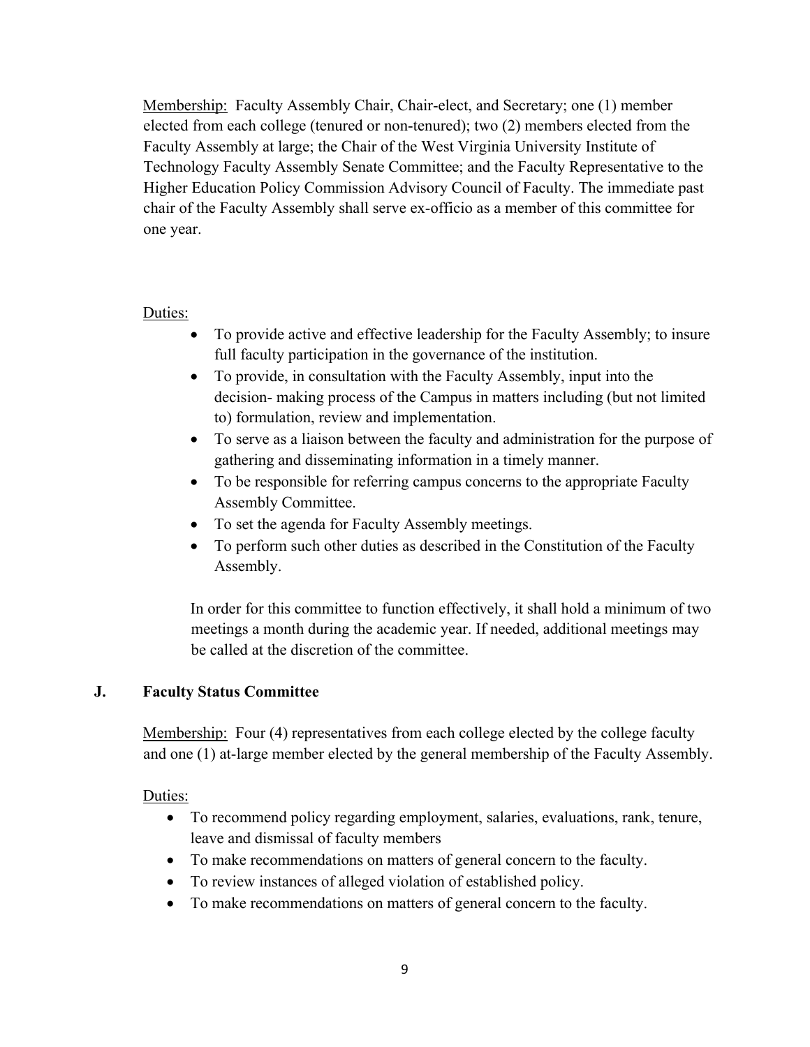Membership: Faculty Assembly Chair, Chair-elect, and Secretary; one (1) member elected from each college (tenured or non-tenured); two (2) members elected from the Faculty Assembly at large; the Chair of the West Virginia University Institute of Technology Faculty Assembly Senate Committee; and the Faculty Representative to the Higher Education Policy Commission Advisory Council of Faculty. The immediate past chair of the Faculty Assembly shall serve ex-officio as a member of this committee for one year.

Duties:

- To provide active and effective leadership for the Faculty Assembly; to insure full faculty participation in the governance of the institution.
- To provide, in consultation with the Faculty Assembly, input into the decision- making process of the Campus in matters including (but not limited to) formulation, review and implementation.
- To serve as a liaison between the faculty and administration for the purpose of gathering and disseminating information in a timely manner.
- To be responsible for referring campus concerns to the appropriate Faculty Assembly Committee.
- To set the agenda for Faculty Assembly meetings.
- To perform such other duties as described in the Constitution of the Faculty Assembly.

In order for this committee to function effectively, it shall hold a minimum of two meetings a month during the academic year. If needed, additional meetings may be called at the discretion of the committee.

## J. Faculty Status Committee

Membership: Four (4) representatives from each college elected by the college faculty and one (1) at-large member elected by the general membership of the Faculty Assembly.

Duties:

- To recommend policy regarding employment, salaries, evaluations, rank, tenure, leave and dismissal of faculty members
- To make recommendations on matters of general concern to the faculty.
- To review instances of alleged violation of established policy.
- To make recommendations on matters of general concern to the faculty.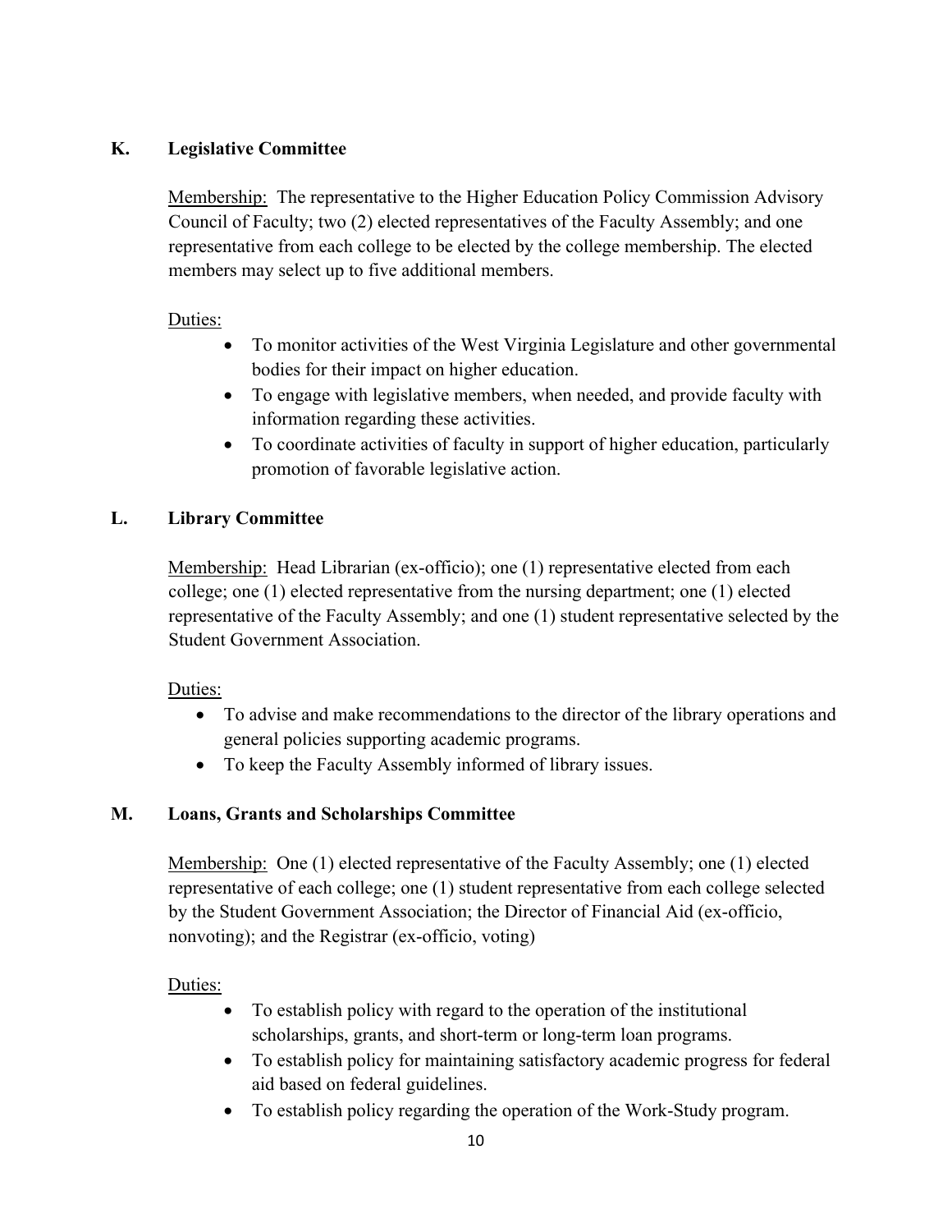### K. Legislative Committee

Membership: The representative to the Higher Education Policy Commission Advisory Council of Faculty; two (2) elected representatives of the Faculty Assembly; and one representative from each college to be elected by the college membership. The elected members may select up to five additional members.

Duties:

- To monitor activities of the West Virginia Legislature and other governmental bodies for their impact on higher education.
- To engage with legislative members, when needed, and provide faculty with information regarding these activities.
- To coordinate activities of faculty in support of higher education, particularly promotion of favorable legislative action.

### L. Library Committee

Membership: Head Librarian (ex-officio); one (1) representative elected from each college; one (1) elected representative from the nursing department; one (1) elected representative of the Faculty Assembly; and one (1) student representative selected by the Student Government Association.

Duties:

- To advise and make recommendations to the director of the library operations and general policies supporting academic programs.
- To keep the Faculty Assembly informed of library issues.

### M. Loans, Grants and Scholarships Committee

Membership: One (1) elected representative of the Faculty Assembly; one (1) elected representative of each college; one (1) student representative from each college selected by the Student Government Association; the Director of Financial Aid (ex-officio, nonvoting); and the Registrar (ex-officio, voting)

Duties:

- To establish policy with regard to the operation of the institutional scholarships, grants, and short-term or long-term loan programs.
- To establish policy for maintaining satisfactory academic progress for federal aid based on federal guidelines.
- To establish policy regarding the operation of the Work-Study program.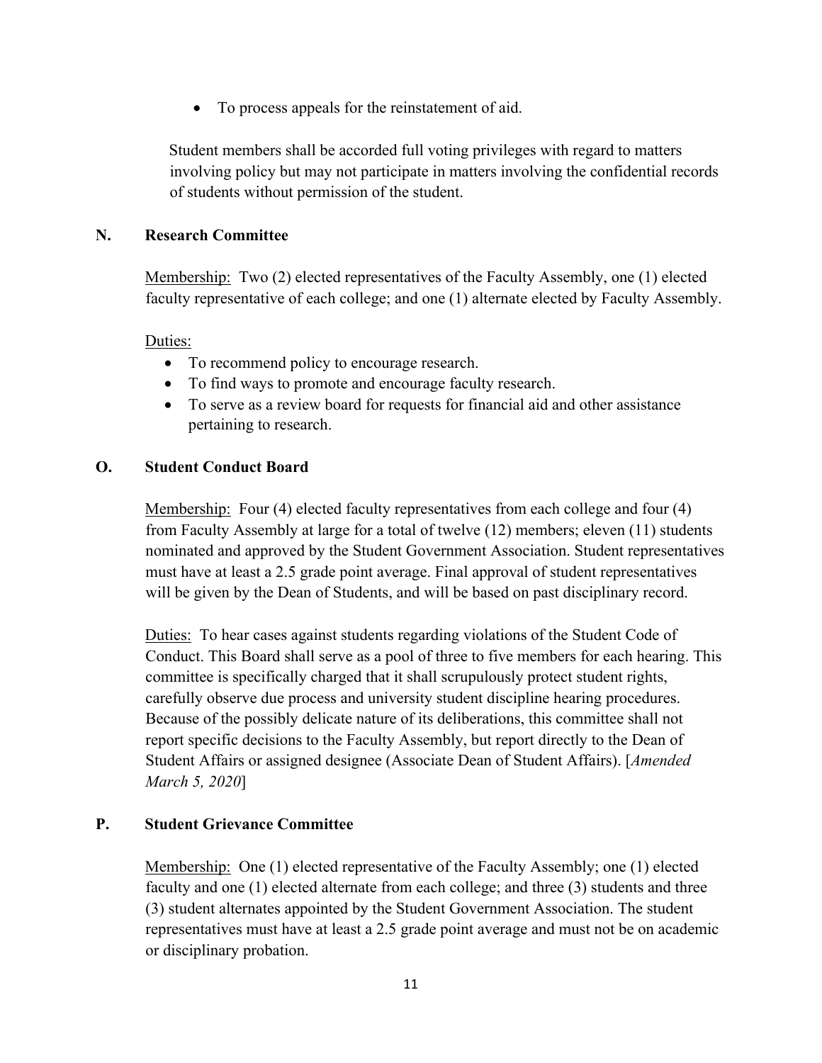- To process appeals for the reinstatement of aid.

Student members shall be accorded full voting privileges with regard to matters involving policy but may not participate in matters involving the confidential records of students without permission of the student.

### N. Research Committee

Membership: Two (2) elected representatives of the Faculty Assembly, one (1) elected faculty representative of each college; and one (1) alternate elected by Faculty Assembly.

Duties:

- To recommend policy to encourage research.
- To find ways to promote and encourage faculty research.
- To serve as a review board for requests for financial aid and other assistance pertaining to research.

### O. Student Conduct Board

Membership: Four (4) elected faculty representatives from each college and four (4) from Faculty Assembly at large for a total of twelve (12) members; eleven (11) students nominated and approved by the Student Government Association. Student representatives must have at least a 2.5 grade point average. Final approval of student representatives will be given by the Dean of Students, and will be based on past disciplinary record.

Duties: To hear cases against students regarding violations of the Student Code of Conduct. This Board shall serve as a pool of three to five members for each hearing. This committee is specifically charged that it shall scrupulously protect student rights, carefully observe due process and university student discipline hearing procedures. Because of the possibly delicate nature of its deliberations, this committee shall not report specific decisions to the Faculty Assembly, but report directly to the Dean of Student Affairs or assigned designee (Associate Dean of Student Affairs). [*Amended March 5, 2020*]

### P. Student Grievance Committee

Membership: One (1) elected representative of the Faculty Assembly; one (1) elected faculty and one (1) elected alternate from each college; and three (3) students and three (3) student alternates appointed by the Student Government Association. The student representatives must have at least a 2.5 grade point average and must not be on academic or disciplinary probation.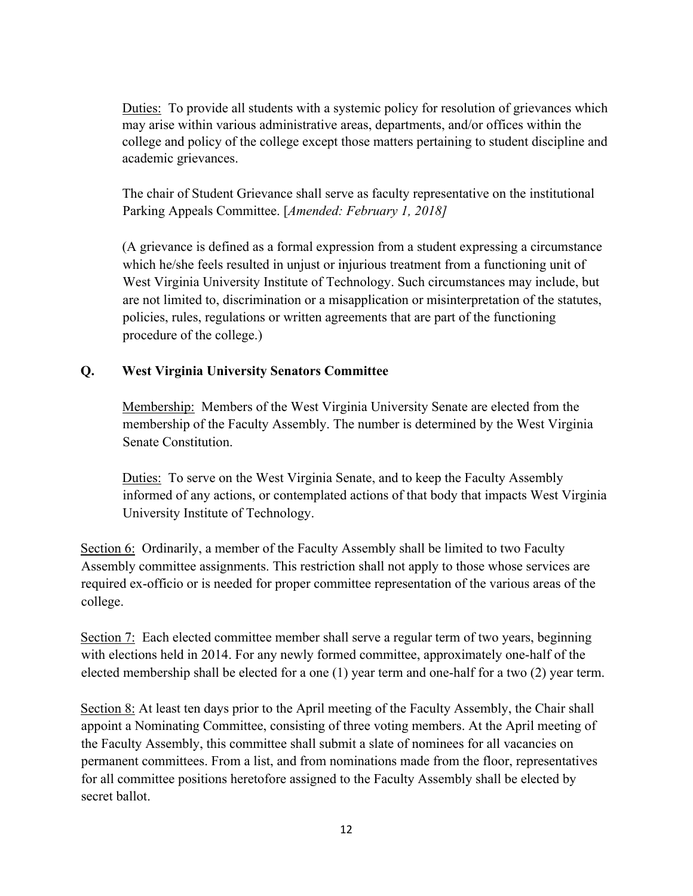Duties: To provide all students with a systemic policy for resolution of grievances which may arise within various administrative areas, departments, and/or offices within the college and policy of the college except those matters pertaining to student discipline and academic grievances.

The chair of Student Grievance shall serve as faculty representative on the institutional Parking Appeals Committee. [*Amended: February 1, 2018]*

(A grievance is defined as a formal expression from a student expressing a circumstance which he/she feels resulted in unjust or injurious treatment from a functioning unit of West Virginia University Institute of Technology. Such circumstances may include, but are not limited to, discrimination or a misapplication or misinterpretation of the statutes, policies, rules, regulations or written agreements that are part of the functioning procedure of the college.)

**Q. West Virginia University Senators Committee**

Membership: Members of the West Virginia University Senate are elected from the membership of the Faculty Assembly. The number is determined by the West Virginia Senate Constitution.

Duties: To serve on the West Virginia Senate, and to keep the Faculty Assembly informed of any actions, or contemplated actions of that body that impacts West Virginia University Institute of Technology.

Section 6: Ordinarily, a member of the Faculty Assembly shall be limited to two Faculty Assembly committee assignments. This restriction shall not apply to those whose services are required ex-officio or is needed for proper committee representation of the various areas of the college.

Section 7: Each elected committee member shall serve a regular term of two years, beginning with elections held in 2014. For any newly formed committee, approximately one-half of the elected membership shall be elected for a one (1) year term and one-half for a two (2) year term.

Section 8: At least ten days prior to the April meeting of the Faculty Assembly, the Chair shall appoint a Nominating Committee, consisting of three voting members. At the April meeting of the Faculty Assembly, this committee shall submit a slate of nominees for all vacancies on permanent committees. From a list, and from nominations made from the floor, representatives for all committee positions heretofore assigned to the Faculty Assembly shall be elected by secret ballot.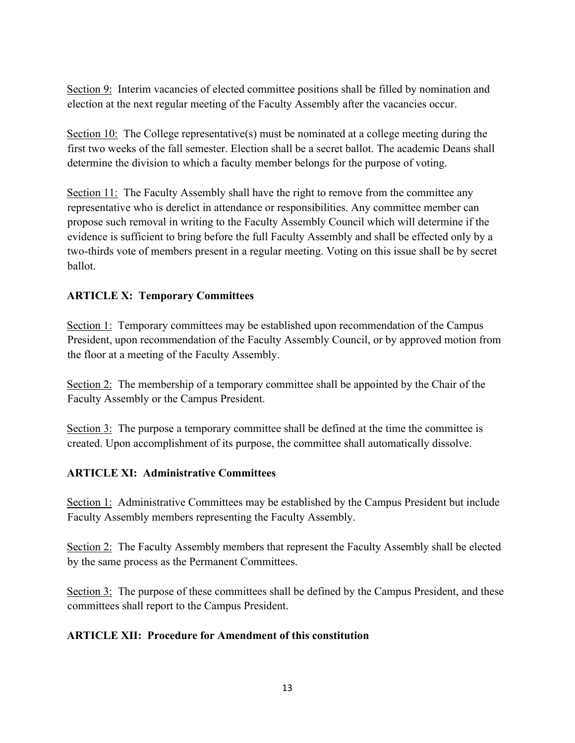Section 9: Interim vacancies of elected committee positions shall be filled by nomination and election at the next regular meeting of the Faculty Assembly after the vacancies occur.

Section 10: The College representative(s) must be nominated at a college meeting during the first two weeks of the fall semester. Election shall be a secret ballot. The academic Deans shall determine the division to which a faculty member belongs for the purpose of voting.

Section 11: The Faculty Assembly shall have the right to remove from the committee any representative who is derelict in attendance or responsibilities. Any committee member can propose such removal in writing to the Faculty Assembly Council which will determine if the evidence is sufficient to bring before the full Faculty Assembly and shall be effected only by a two-thirds vote of members present in a regular meeting. Voting on this issue shall be by secret ballot.

**ARTICLE X: Temporary Committees**

Section 1: Temporary committees may be established upon recommendation of the Campus President, upon recommendation of the Faculty Assembly Council, or by approved motion from the floor at a meeting of the Faculty Assembly.

Section 2: The membership of a temporary committee shall be appointed by the Chair of the Faculty Assembly or the Campus President.

Section 3: The purpose a temporary committee shall be defined at the time the committee is created. Upon accomplishment of its purpose, the committee shall automatically dissolve.

**ARTICLE XI: Administrative Committees**

Section 1: Administrative Committees may be established by the Campus President but include Faculty Assembly members representing the Faculty Assembly.

Section 2: The Faculty Assembly members that represent the Faculty Assembly shall be elected by the same process as the Permanent Committees.

Section 3: The purpose of these committees shall be defined by the Campus President, and these committees shall report to the Campus President.

**ARTICLE XII: Procedure for Amendment of this constitution**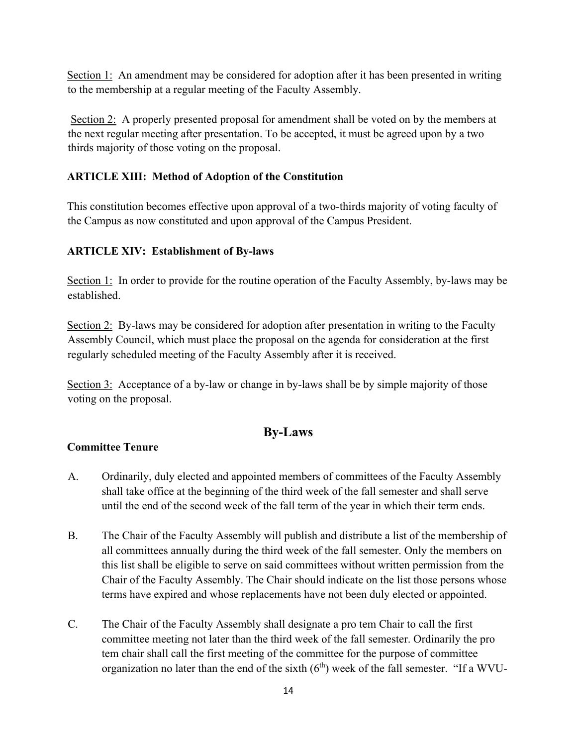Section 1: An amendment may be considered for adoption after it has been presented in writing to the membership at a regular meeting of the Faculty Assembly.

Section 2: A properly presented proposal for amendment shall be voted on by the members at the next regular meeting after presentation. To be accepted, it must be agreed upon by a two thirds majority of those voting on the proposal.

**ARTICLE XIII: Method of Adoption of the Constitution**

This constitution becomes effective upon approval of a two-thirds majority of voting faculty of the Campus as now constituted and upon approval of the Campus President.

**ARTICLE XIV: Establishment of By-laws**

Section 1: In order to provide for the routine operation of the Faculty Assembly, by-laws may be established.

Section 2: By-laws may be considered for adoption after presentation in writing to the Faculty Assembly Council, which must place the proposal on the agenda for consideration at the first regularly scheduled meeting of the Faculty Assembly after it is received.

Section 3: Acceptance of a by-law or change in by-laws shall be by simple majority of those voting on the proposal.

## By-Laws

**Committee Tenure**

A. Ordinarily, duly elected and appointed members of committees of the Faculty Assembly shall take office at the beginning of the third week of the fall semester and shall serve until the end of the second week of the fall term of the year in which their term ends.

B. The Chair of the Faculty Assembly will publish and distribute a list of the membership of all committees annually during the third week of the fall semester. Only the members on this list shall be eligible to serve on said committees without written permission from the Chair of the Faculty Assembly. The Chair should indicate on the list those persons whose terms have expired and whose replacements have not been duly elected or appointed.

C. The Chair of the Faculty Assembly shall designate a pro tem Chair to call the first committee meeting not later than the third week of the fall semester. Ordinarily the pro tem chair shall call the first meeting of the committee for the purpose of committee organization no later than the end of the sixth (6th) week of the fall semester. "If a WVU-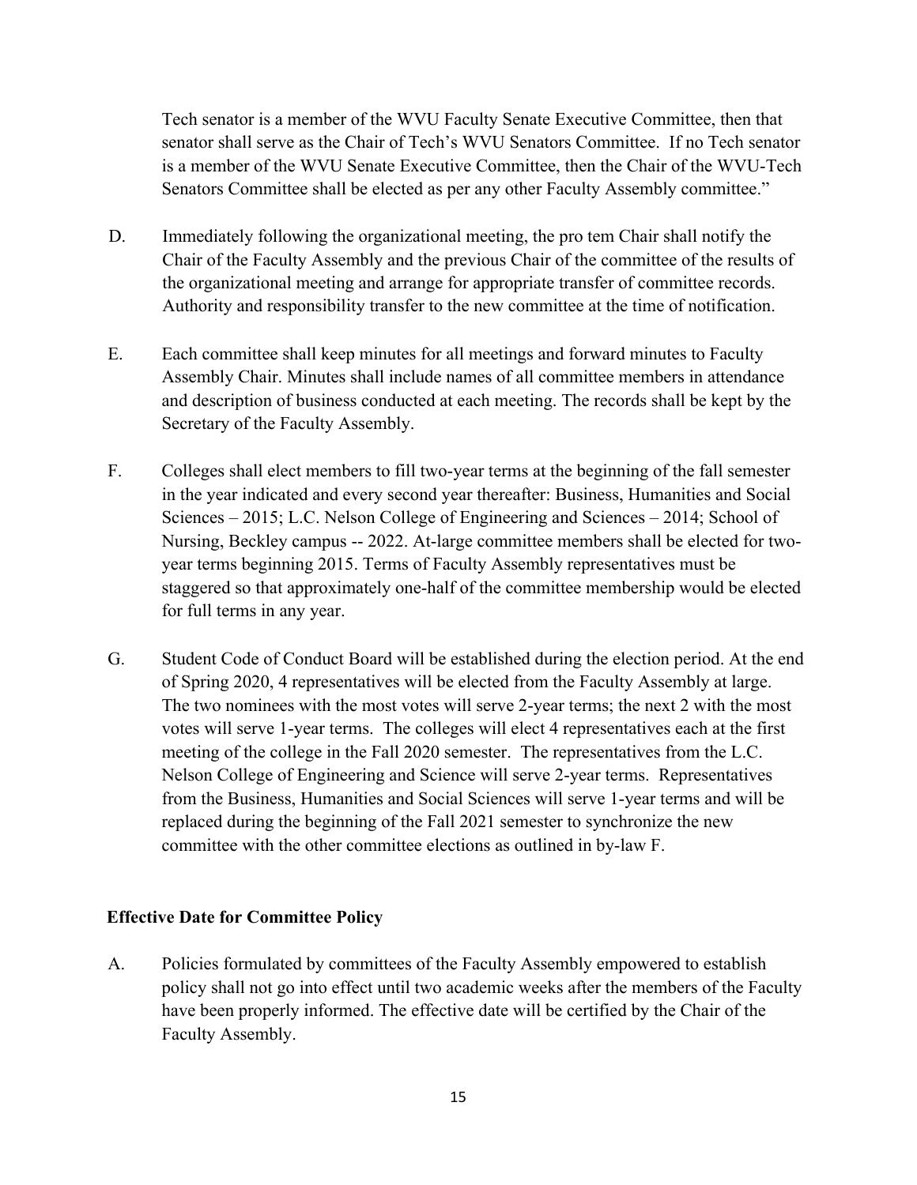Tech senator is a member of the WVU Faculty Senate Executive Committee, then that senator shall serve as the Chair of Tech's WVU Senators Committee. If no Tech senator is a member of the WVU Senate Executive Committee, then the Chair of the WVU-Tech Senators Committee shall be elected as per any other Faculty Assembly committee."

D. Immediately following the organizational meeting, the pro tem Chair shall notify the Chair of the Faculty Assembly and the previous Chair of the committee of the results of the organizational meeting and arrange for appropriate transfer of committee records. Authority and responsibility transfer to the new committee at the time of notification.

E. Each committee shall keep minutes for all meetings and forward minutes to Faculty Assembly Chair. Minutes shall include names of all committee members in attendance and description of business conducted at each meeting. The records shall be kept by the Secretary of the Faculty Assembly.

F. Colleges shall elect members to fill two-year terms at the beginning of the fall semester in the year indicated and every second year thereafter: Business, Humanities and Social Sciences – 2015; L.C. Nelson College of Engineering and Sciences – 2014; School of Nursing, Beckley campus -- 2022. At-large committee members shall be elected for two-year terms beginning 2015. Terms of Faculty Assembly representatives must be staggered so that approximately one-half of the committee membership would be elected for full terms in any year.

G. Student Code of Conduct Board will be established during the election period. At the end of Spring 2020, 4 representatives will be elected from the Faculty Assembly at large. The two nominees with the most votes will serve 2-year terms; the next 2 with the most votes will serve 1-year terms. The colleges will elect 4 representatives each at the first meeting of the college in the Fall 2020 semester. The representatives from the L.C. Nelson College of Engineering and Science will serve 2-year terms. Representatives from the Business, Humanities and Social Sciences will serve 1-year terms and will be replaced during the beginning of the Fall 2021 semester to synchronize the new committee with the other committee elections as outlined in by-law F.

**Effective Date for Committee Policy**

A. Policies formulated by committees of the Faculty Assembly empowered to establish policy shall not go into effect until two academic weeks after the members of the Faculty have been properly informed. The effective date will be certified by the Chair of the Faculty Assembly.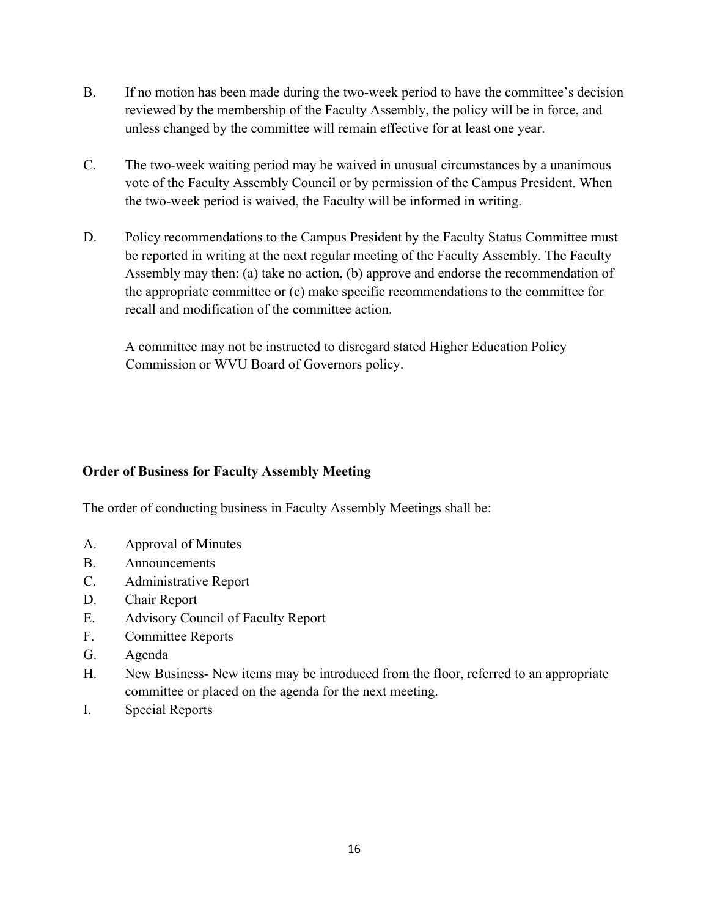B. If no motion has been made during the two-week period to have the committee's decision reviewed by the membership of the Faculty Assembly, the policy will be in force, and unless changed by the committee will remain effective for at least one year.

C. The two-week waiting period may be waived in unusual circumstances by a unanimous vote of the Faculty Assembly Council or by permission of the Campus President. When the two-week period is waived, the Faculty will be informed in writing.

D. Policy recommendations to the Campus President by the Faculty Status Committee must be reported in writing at the next regular meeting of the Faculty Assembly. The Faculty Assembly may then: (a) take no action, (b) approve and endorse the recommendation of the appropriate committee or (c) make specific recommendations to the committee for recall and modification of the committee action.

   A committee may not be instructed to disregard stated Higher Education Policy Commission or WVU Board of Governors policy.

**Order of Business for Faculty Assembly Meeting**

The order of conducting business in Faculty Assembly Meetings shall be:

A. Approval of Minutes
B. Announcements
C. Administrative Report
D. Chair Report
E. Advisory Council of Faculty Report
F. Committee Reports
G. Agenda
H. New Business- New items may be introduced from the floor, referred to an appropriate committee or placed on the agenda for the next meeting.
I. Special Reports